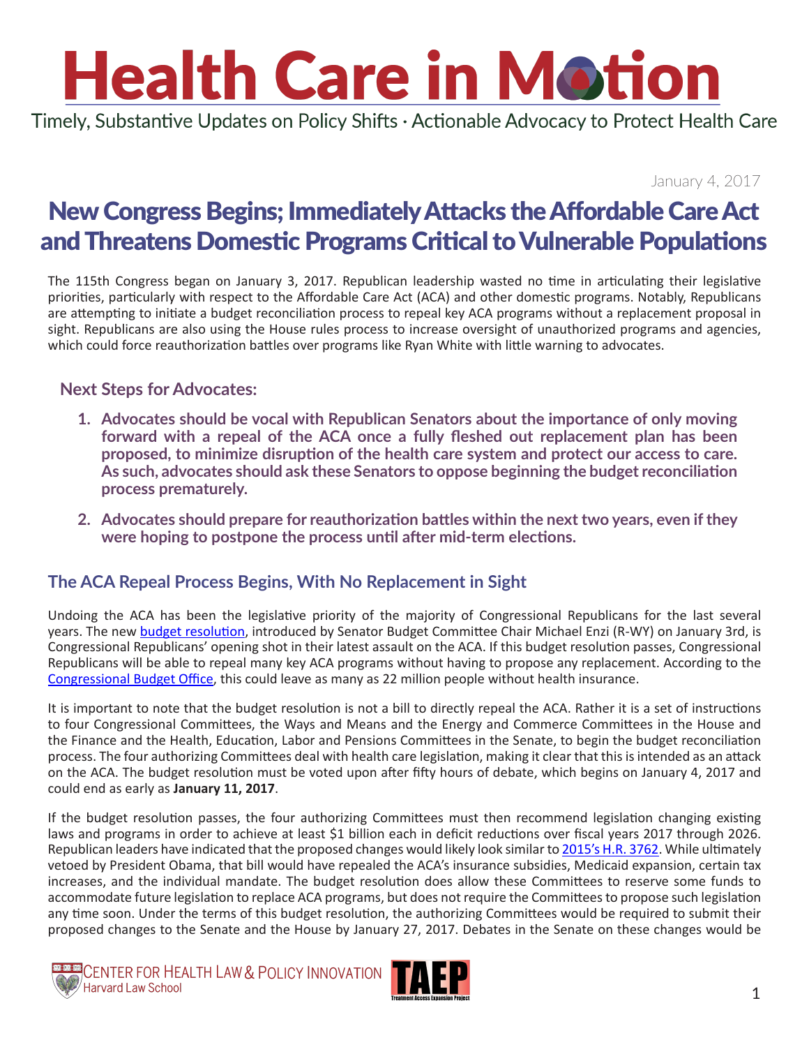# Health Care in Motion

Timely, Substantive Updates on Policy Shifts · Actionable Advocacy to Protect Health Care

January 4, 2017

## New Congress Begins; Immediately Attacks the Affordable Care Act and Threatens Domestic Programs Critical to Vulnerable Populations

The 115th Congress began on January 3, 2017. Republican leadership wasted no time in articulating their legislative priorities, particularly with respect to the Affordable Care Act (ACA) and other domestic programs. Notably, Republicans are attempting to initiate a budget reconciliation process to repeal key ACA programs without a replacement proposal in sight. Republicans are also using the House rules process to increase oversight of unauthorized programs and agencies, which could force reauthorization battles over programs like Ryan White with little warning to advocates.

### Next Steps for Advocates:

1. **Advocates should be vocal with Republican Senators about the importance of only moving forward with a repeal of the ACA once a fully fleshed out replacement plan has been proposed, to minimize disruption of the health care system and protect our access to care. As such, advocates should ask these Senators to oppose beginning the budget reconciliation process prematurely.**
2. **Advocates should prepare for reauthorization battles within the next two years, even if they were hoping to postpone the process until after mid-term elections.**

### The ACA Repeal Process Begins, With No Replacement in Sight

Undoing the ACA has been the legislative priority of the majority of Congressional Republicans for the last several years. The new budget resolution, introduced by Senator Budget Committee Chair Michael Enzi (R-WY) on January 3rd, is Congressional Republicans' opening shot in their latest assault on the ACA. If this budget resolution passes, Congressional Republicans will be able to repeal many key ACA programs without having to propose any replacement. According to the Congressional Budget Office, this could leave as many as 22 million people without health insurance.

It is important to note that the budget resolution is not a bill to directly repeal the ACA. Rather it is a set of instructions to four Congressional Committees, the Ways and Means and the Energy and Commerce Committees in the House and the Finance and the Health, Education, Labor and Pensions Committees in the Senate, to begin the budget reconciliation process. The four authorizing Committees deal with health care legislation, making it clear that this is intended as an attack on the ACA. The budget resolution must be voted upon after fifty hours of debate, which begins on January 4, 2017 and could end as early as **January 11, 2017**.

If the budget resolution passes, the four authorizing Committees must then recommend legislation changing existing laws and programs in order to achieve at least $1 billion each in deficit reductions over fiscal years 2017 through 2026. Republican leaders have indicated that the proposed changes would likely look similar to 2015's H.R. 3762. While ultimately vetoed by President Obama, that bill would have repealed the ACA's insurance subsidies, Medicaid expansion, certain tax increases, and the individual mandate. The budget resolution does allow these Committees to reserve some funds to accommodate future legislation to replace ACA programs, but does not require the Committees to propose such legislation any time soon. Under the terms of this budget resolution, the authorizing Committees would be required to submit their proposed changes to the Senate and the House by January 27, 2017. Debates in the Senate on these changes would be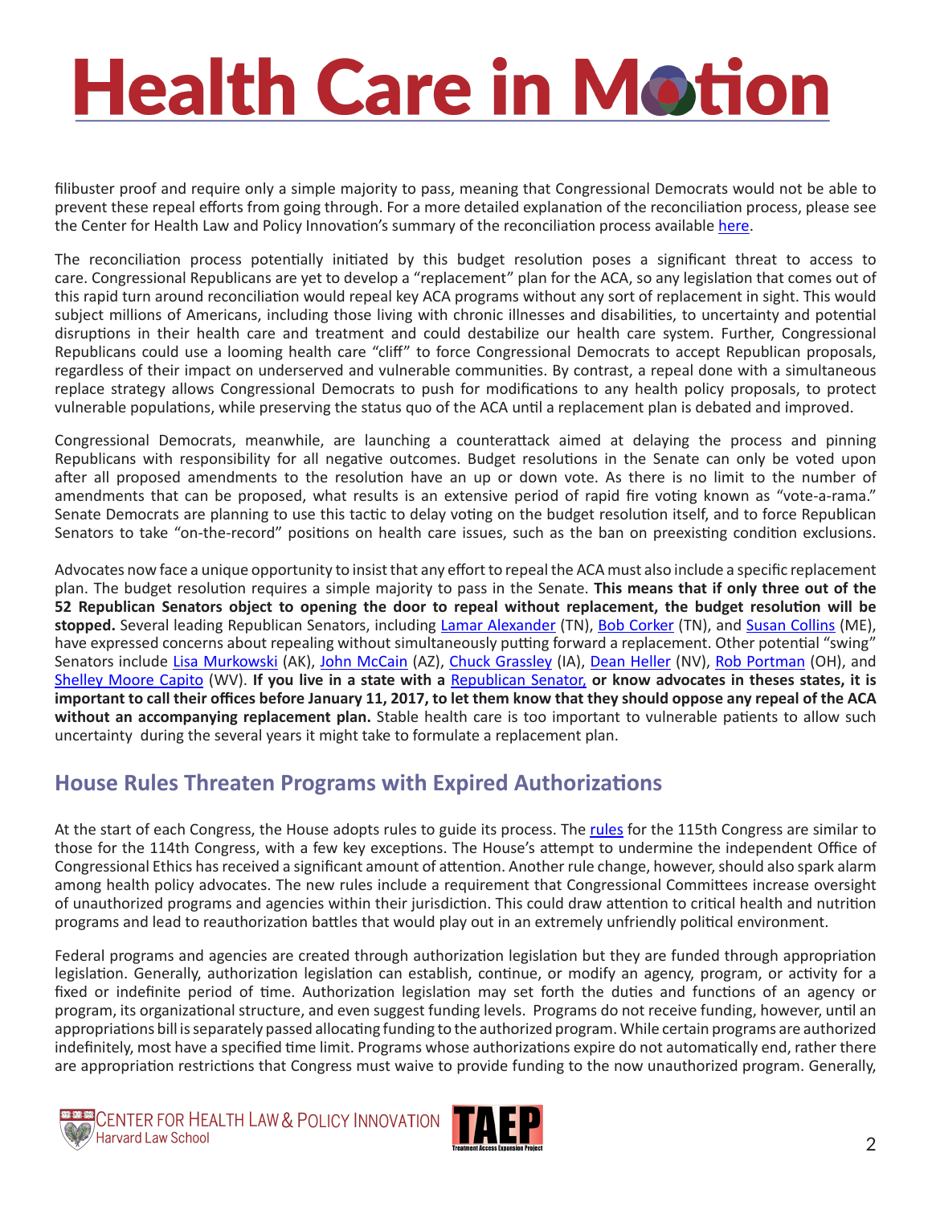filibuster proof and require only a simple majority to pass, meaning that Congressional Democrats would not be able to prevent these repeal efforts from going through. For a more detailed explanation of the reconciliation process, please see the Center for Health Law and Policy Innovation's summary of the reconciliation process available here.

The reconciliation process potentially initiated by this budget resolution poses a significant threat to access to care. Congressional Republicans are yet to develop a "replacement" plan for the ACA, so any legislation that comes out of this rapid turn around reconciliation would repeal key ACA programs without any sort of replacement in sight. This would subject millions of Americans, including those living with chronic illnesses and disabilities, to uncertainty and potential disruptions in their health care and treatment and could destabilize our health care system. Further, Congressional Republicans could use a looming health care "cliff" to force Congressional Democrats to accept Republican proposals, regardless of their impact on underserved and vulnerable communities. By contrast, a repeal done with a simultaneous replace strategy allows Congressional Democrats to push for modifications to any health policy proposals, to protect vulnerable populations, while preserving the status quo of the ACA until a replacement plan is debated and improved.

Congressional Democrats, meanwhile, are launching a counterattack aimed at delaying the process and pinning Republicans with responsibility for all negative outcomes. Budget resolutions in the Senate can only be voted upon after all proposed amendments to the resolution have an up or down vote. As there is no limit to the number of amendments that can be proposed, what results is an extensive period of rapid fire voting known as "vote-a-rama." Senate Democrats are planning to use this tactic to delay voting on the budget resolution itself, and to force Republican Senators to take "on-the-record" positions on health care issues, such as the ban on preexisting condition exclusions.

Advocates now face a unique opportunity to insist that any effort to repeal the ACA must also include a specific replacement plan. The budget resolution requires a simple majority to pass in the Senate. **This means that if only three out of the 52 Republican Senators object to opening the door to repeal without replacement, the budget resolution will be stopped.** Several leading Republican Senators, including Lamar Alexander (TN), Bob Corker (TN), and Susan Collins (ME), have expressed concerns about repealing without simultaneously putting forward a replacement. Other potential "swing" Senators include Lisa Murkowski (AK), John McCain (AZ), Chuck Grassley (IA), Dean Heller (NV), Rob Portman (OH), and Shelley Moore Capito (WV). **If you live in a state with a Republican Senator, or know advocates in theses states, it is important to call their offices before January 11, 2017, to let them know that they should oppose any repeal of the ACA without an accompanying replacement plan.** Stable health care is too important to vulnerable patients to allow such uncertainty during the several years it might take to formulate a replacement plan.

## House Rules Threaten Programs with Expired Authorizations

At the start of each Congress, the House adopts rules to guide its process. The rules for the 115th Congress are similar to those for the 114th Congress, with a few key exceptions. The House's attempt to undermine the independent Office of Congressional Ethics has received a significant amount of attention. Another rule change, however, should also spark alarm among health policy advocates. The new rules include a requirement that Congressional Committees increase oversight of unauthorized programs and agencies within their jurisdiction. This could draw attention to critical health and nutrition programs and lead to reauthorization battles that would play out in an extremely unfriendly political environment.

Federal programs and agencies are created through authorization legislation but they are funded through appropriation legislation. Generally, authorization legislation can establish, continue, or modify an agency, program, or activity for a fixed or indefinite period of time. Authorization legislation may set forth the duties and functions of an agency or program, its organizational structure, and even suggest funding levels. Programs do not receive funding, however, until an appropriations bill is separately passed allocating funding to the authorized program. While certain programs are authorized indefinitely, most have a specified time limit. Programs whose authorizations expire do not automatically end, rather there are appropriation restrictions that Congress must waive to provide funding to the now unauthorized program. Generally,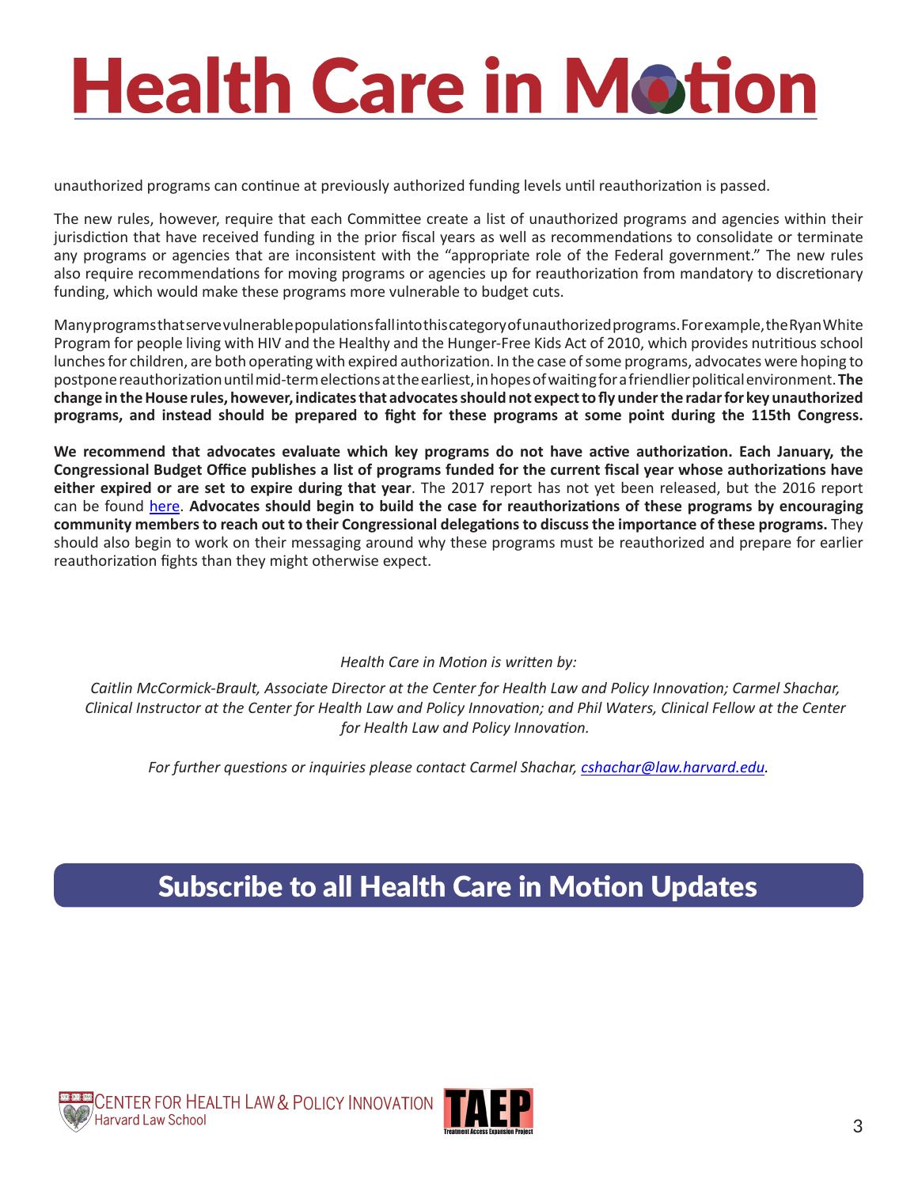unauthorized programs can continue at previously authorized funding levels until reauthorization is passed.

The new rules, however, require that each Committee create a list of unauthorized programs and agencies within their jurisdiction that have received funding in the prior fiscal years as well as recommendations to consolidate or terminate any programs or agencies that are inconsistent with the "appropriate role of the Federal government." The new rules also require recommendations for moving programs or agencies up for reauthorization from mandatory to discretionary funding, which would make these programs more vulnerable to budget cuts.

Many programs that serve vulnerable populations fall into this category of unauthorized programs. For example, the Ryan White Program for people living with HIV and the Healthy and the Hunger-Free Kids Act of 2010, which provides nutritious school lunches for children, are both operating with expired authorization. In the case of some programs, advocates were hoping to postpone reauthorization until mid-term elections at the earliest, in hopes of waiting for a friendlier political environment. **The change in the House rules, however, indicates that advocates should not expect to fly under the radar for key unauthorized programs, and instead should be prepared to fight for these programs at some point during the 115th Congress.**

**We recommend that advocates evaluate which key programs do not have active authorization. Each January, the Congressional Budget Office publishes a list of programs funded for the current fiscal year whose authorizations have either expired or are set to expire during that year**. The 2017 report has not yet been released, but the 2016 report can be found here. **Advocates should begin to build the case for reauthorizations of these programs by encouraging community members to reach out to their Congressional delegations to discuss the importance of these programs.** They should also begin to work on their messaging around why these programs must be reauthorized and prepare for earlier reauthorization fights than they might otherwise expect.

*Health Care in Motion is written by:*

*Caitlin McCormick-Brault, Associate Director at the Center for Health Law and Policy Innovation; Carmel Shachar, Clinical Instructor at the Center for Health Law and Policy Innovation; and Phil Waters, Clinical Fellow at the Center for Health Law and Policy Innovation.*

*For further questions or inquiries please contact Carmel Shachar, cshachar@law.harvard.edu.*

## Subscribe to all Health Care in Motion Updates

Center for Health Law & Policy Innovation
Harvard Law School

TAEP
Treatment Access Expansion Project